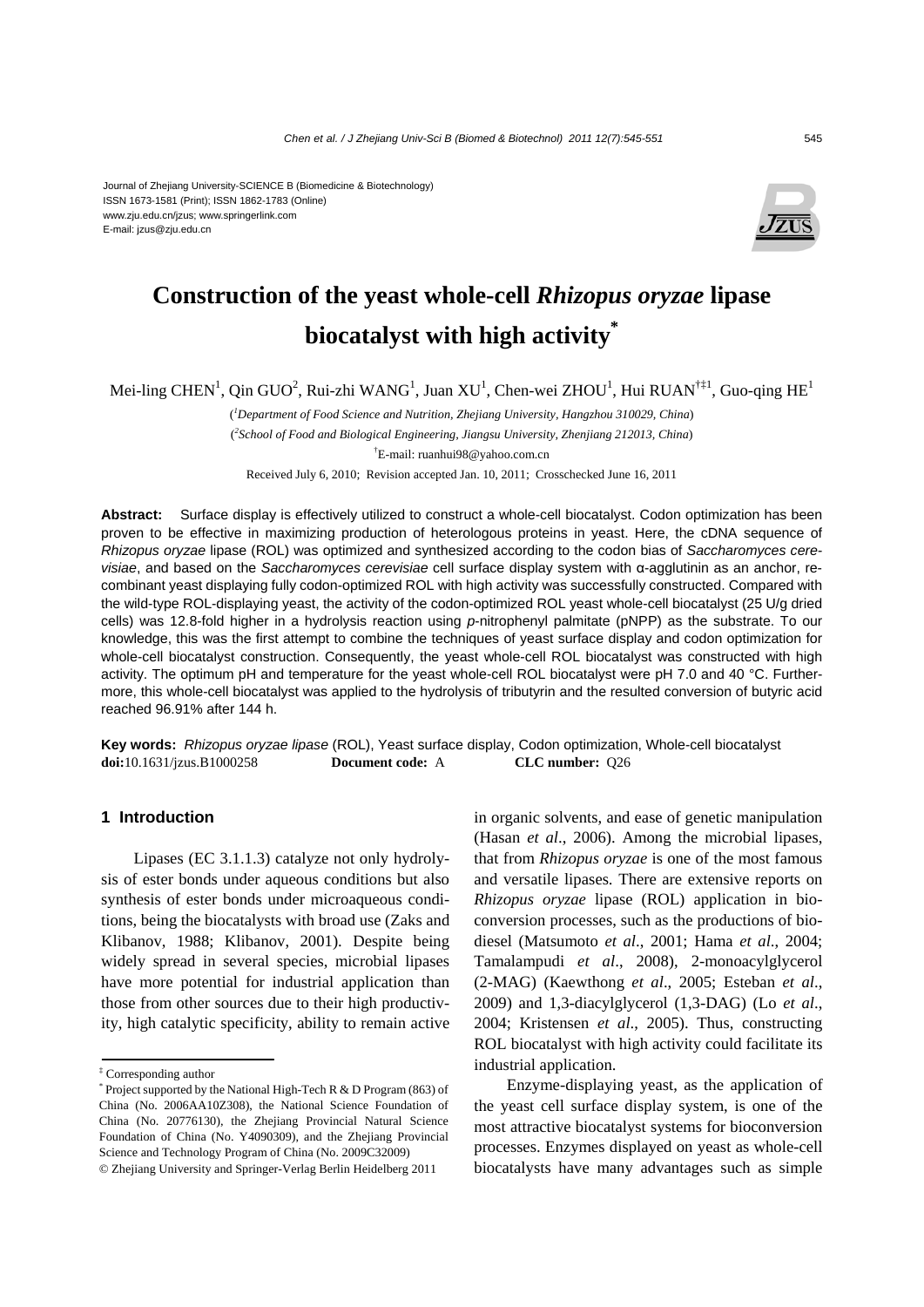Journal of Zhejiang University-SCIENCE B (Biomedicine & Biotechnology)
ISSN 1673-1581 (Print); ISSN 1862-1783 (Online)
www.zju.edu.cn/jzus; www.springerlink.com
E-mail: jzus@zju.edu.cn

# Construction of the yeast whole-cell *Rhizopus oryzae* lipase biocatalyst with high activity*

Mei-ling CHEN[1], Qin GUO[2], Rui-zhi WANG[1], Juan XU[1], Chen-wei ZHOU[1], Hui RUAN[†‡1], Guo-qing HE[1]

([1]*Department of Food Science and Nutrition, Zhejiang University, Hangzhou 310029, China*)

([2]*School of Food and Biological Engineering, Jiangsu University, Zhenjiang 212013, China*)

[†]E-mail: ruanhui98@yahoo.com.cn

Received July 6, 2010; Revision accepted Jan. 10, 2011; Crosschecked June 16, 2011

**Abstract:** Surface display is effectively utilized to construct a whole-cell biocatalyst. Codon optimization has been proven to be effective in maximizing production of heterologous proteins in yeast. Here, the cDNA sequence of *Rhizopus oryzae* lipase (ROL) was optimized and synthesized according to the codon bias of *Saccharomyces cerevisiae*, and based on the *Saccharomyces cerevisiae* cell surface display system with α-agglutinin as an anchor, recombinant yeast displaying fully codon-optimized ROL with high activity was successfully constructed. Compared with the wild-type ROL-displaying yeast, the activity of the codon-optimized ROL yeast whole-cell biocatalyst (25 U/g dried cells) was 12.8-fold higher in a hydrolysis reaction using *p*-nitrophenyl palmitate (pNPP) as the substrate. To our knowledge, this was the first attempt to combine the techniques of yeast surface display and codon optimization for whole-cell biocatalyst construction. Consequently, the yeast whole-cell ROL biocatalyst was constructed with high activity. The optimum pH and temperature for the yeast whole-cell ROL biocatalyst were pH 7.0 and 40 °C. Furthermore, this whole-cell biocatalyst was applied to the hydrolysis of tributyrin and the resulted conversion of butyric acid reached 96.91% after 144 h.

**Key words:** *Rhizopus oryzae lipase* (ROL), Yeast surface display, Codon optimization, Whole-cell biocatalyst
**doi:**10.1631/jzus.B1000258 **Document code:** A **CLC number:** Q26

## 1 Introduction

Lipases (EC 3.1.1.3) catalyze not only hydrolysis of ester bonds under aqueous conditions but also synthesis of ester bonds under microaqueous conditions, being the biocatalysts with broad use (Zaks and Klibanov, 1988; Klibanov, 2001). Despite being widely spread in several species, microbial lipases have more potential for industrial application than those from other sources due to their high productivity, high catalytic specificity, ability to remain active in organic solvents, and ease of genetic manipulation (Hasan *et al*., 2006). Among the microbial lipases, that from *Rhizopus oryzae* is one of the most famous and versatile lipases. There are extensive reports on *Rhizopus oryzae* lipase (ROL) application in bioconversion processes, such as the productions of biodiesel (Matsumoto *et al*., 2001; Hama *et al*., 2004; Tamalampudi *et al*., 2008), 2-monoacylglycerol (2-MAG) (Kaewthong *et al*., 2005; Esteban *et al*., 2009) and 1,3-diacylglycerol (1,3-DAG) (Lo *et al*., 2004; Kristensen *et al*., 2005). Thus, constructing ROL biocatalyst with high activity could facilitate its industrial application.

Enzyme-displaying yeast, as the application of the yeast cell surface display system, is one of the most attractive biocatalyst systems for bioconversion processes. Enzymes displayed on yeast as whole-cell biocatalysts have many advantages such as simple

‡ Corresponding author

\* Project supported by the National High-Tech R & D Program (863) of China (No. 2006AA10Z308), the National Science Foundation of China (No. 20776130), the Zhejiang Provincial Natural Science Foundation of China (No. Y4090309), and the Zhejiang Provincial Science and Technology Program of China (No. 2009C32009)

© Zhejiang University and Springer-Verlag Berlin Heidelberg 2011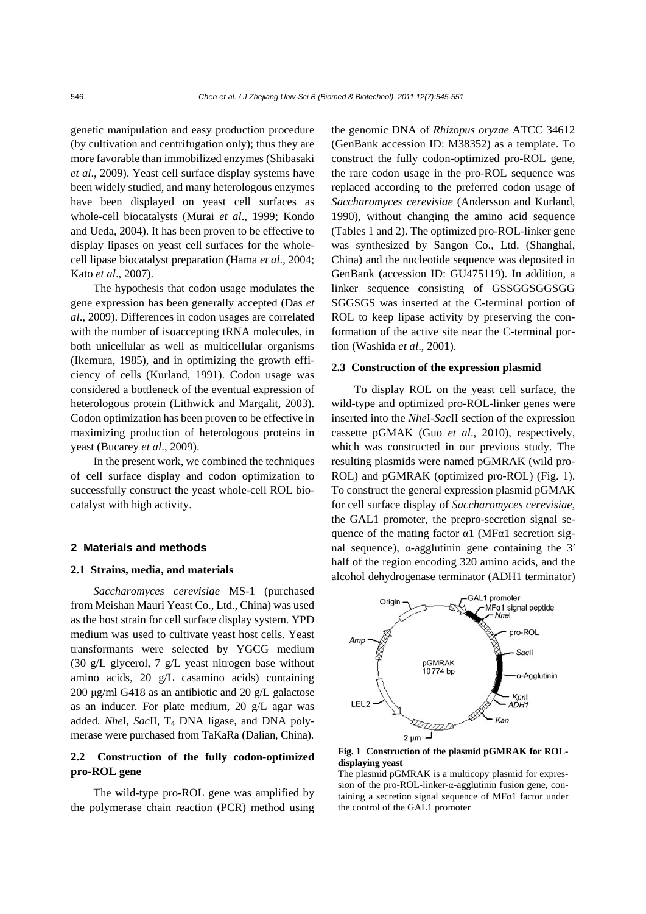genetic manipulation and easy production procedure (by cultivation and centrifugation only); thus they are more favorable than immobilized enzymes (Shibasaki *et al*., 2009). Yeast cell surface display systems have been widely studied, and many heterologous enzymes have been displayed on yeast cell surfaces as whole-cell biocatalysts (Murai *et al*., 1999; Kondo and Ueda, 2004). It has been proven to be effective to display lipases on yeast cell surfaces for the whole-cell lipase biocatalyst preparation (Hama *et al*., 2004; Kato *et al*., 2007).

The hypothesis that codon usage modulates the gene expression has been generally accepted (Das *et al*., 2009). Differences in codon usages are correlated with the number of isoaccepting tRNA molecules, in both unicellular as well as multicellular organisms (Ikemura, 1985), and in optimizing the growth efficiency of cells (Kurland, 1991). Codon usage was considered a bottleneck of the eventual expression of heterologous protein (Lithwick and Margalit, 2003). Codon optimization has been proven to be effective in maximizing production of heterologous proteins in yeast (Bucarey *et al*., 2009).

In the present work, we combined the techniques of cell surface display and codon optimization to successfully construct the yeast whole-cell ROL biocatalyst with high activity.

## 2 Materials and methods

### 2.1 Strains, media, and materials

*Saccharomyces cerevisiae* MS-1 (purchased from Meishan Mauri Yeast Co., Ltd., China) was used as the host strain for cell surface display system. YPD medium was used to cultivate yeast host cells. Yeast transformants were selected by YGCG medium (30 g/L glycerol, 7 g/L yeast nitrogen base without amino acids, 20 g/L casamino acids) containing 200 μg/ml G418 as an antibiotic and 20 g/L galactose as an inducer. For plate medium, 20 g/L agar was added. *Nhe*I, *Sac*II, $T_4$ DNA ligase, and DNA polymerase were purchased from TaKaRa (Dalian, China).

### 2.2 Construction of the fully codon-optimized pro-ROL gene

The wild-type pro-ROL gene was amplified by the polymerase chain reaction (PCR) method using the genomic DNA of *Rhizopus oryzae* ATCC 34612 (GenBank accession ID: M38352) as a template. To construct the fully codon-optimized pro-ROL gene, the rare codon usage in the pro-ROL sequence was replaced according to the preferred codon usage of *Saccharomyces cerevisiae* (Andersson and Kurland, 1990), without changing the amino acid sequence (Tables 1 and 2). The optimized pro-ROL-linker gene was synthesized by Sangon Co., Ltd. (Shanghai, China) and the nucleotide sequence was deposited in GenBank (accession ID: GU475119). In addition, a linker sequence consisting of GSSGGSGGSGG SGGSGS was inserted at the C-terminal portion of ROL to keep lipase activity by preserving the conformation of the active site near the C-terminal portion (Washida *et al*., 2001).

### 2.3 Construction of the expression plasmid

To display ROL on the yeast cell surface, the wild-type and optimized pro-ROL-linker genes were inserted into the *Nhe*I-*Sac*II section of the expression cassette pGMAK (Guo *et al*., 2010), respectively, which was constructed in our previous study. The resulting plasmids were named pGMRAK (wild pro-ROL) and pGMRAK (optimized pro-ROL) (Fig. 1). To construct the general expression plasmid pGMAK for cell surface display of *Saccharomyces cerevisiae*, the GAL1 promoter, the prepro-secretion signal sequence of the mating factor α1 (MFα1 secretion signal sequence), α-agglutinin gene containing the 3′ half of the region encoding 320 amino acids, and the alcohol dehydrogenase terminator (ADH1 terminator)

Origin
GAL1 promoter
MFα1 signal peptide
NheI
pro-ROL
SacII
α-Agglutinin
KpnI
ADH1
Kan
2 μm
LEU2
Amp
pGMRAK
10774 bp

**Fig. 1 Construction of the plasmid pGMRAK for ROL-displaying yeast**

The plasmid pGMRAK is a multicopy plasmid for expression of the pro-ROL-linker-α-agglutinin fusion gene, containing a secretion signal sequence of MFα1 factor under the control of the GAL1 promoter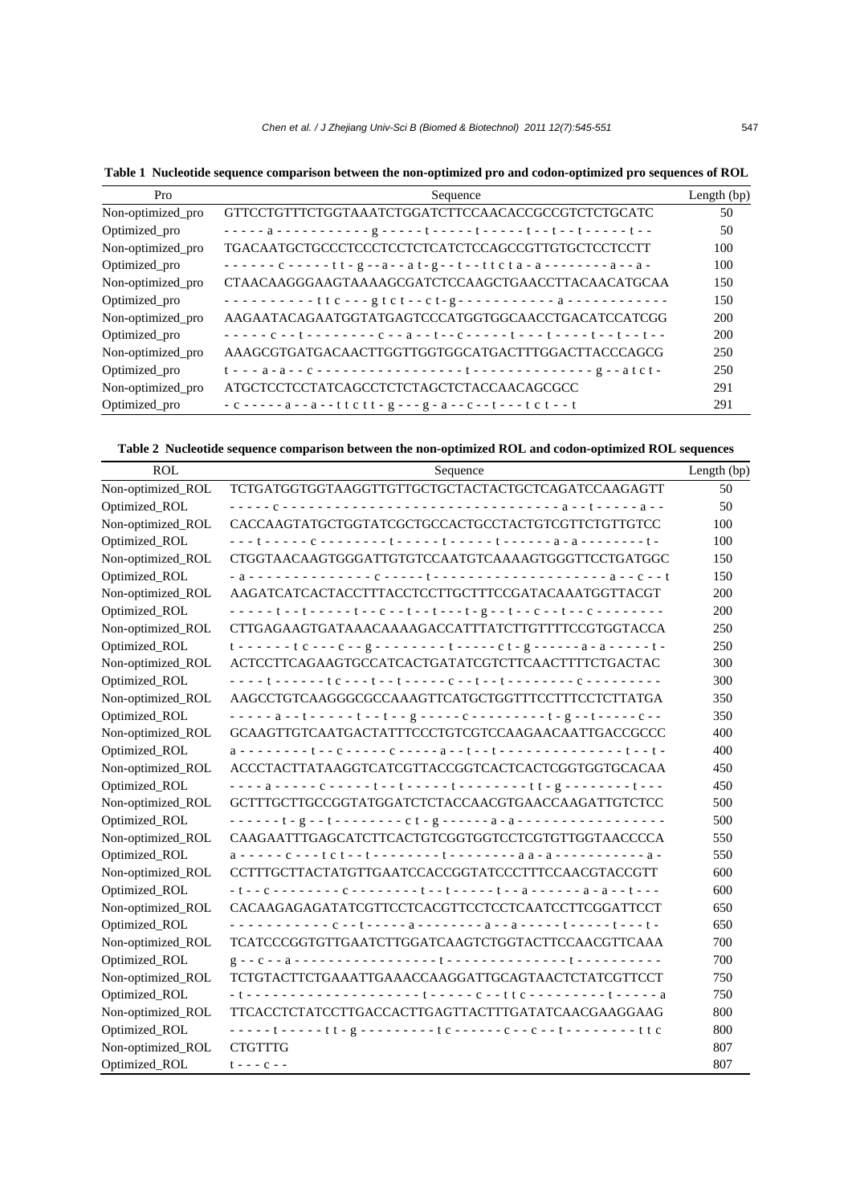**Table 1 Nucleotide sequence comparison between the non-optimized pro and codon-optimized pro sequences of ROL**

| Pro | Sequence | Length (bp) |
|---|---|---|
| Non-optimized_pro | GTTCCTGTTTCTGGTAAATCTGGATCTTCCAACACCGCCGTCTCTGCATC | 50 |
| Optimized_pro | - - - - - a - - - - - - - - - - - - g - - - - - t - - - - - t - - - - - t - - - - - t - - t - - t - - - - - t - - | 50 |
| Non-optimized_pro | TGACAATGCTGCCCTCCCTCCTCTCATCTCCAGCCGTTGTGCTCCTCCTT | 100 |
| Optimized_pro | - - - - - - c - - - - - t t - g - - a - - a t - g - - t - - t t c t a - a - - - - - - - - - a - - a - | 100 |
| Non-optimized_pro | CTAACAAGGGAAGTAAAAGCGATCTCCAAGCTGAACCTTACAACATGCAA | 150 |
| Optimized_pro | - - - - - - - - - - t t c - - - g t c t - - c t - g - - - - - - - - - - - a - - - - - - - - - - - - | 150 |
| Non-optimized_pro | AAGAATACAGAATGGTATGAGTCCCATGGTGGCAACCTGACATCCATCGG | 200 |
| Optimized_pro | - - - - - c - - t - - - - - - - - c - - a - - t - - c - - - - - t - - - t - - - - t - - t - - t - - | 200 |
| Non-optimized_pro | AAAGCGTGATGACAACTTGGTTGGTGGCATGACTTTGGACTTACCCAGCG | 250 |
| Optimized_pro | t - - - a - a - - c - - - - - - - - - - - - - - - - - t - - - - - - - - - - - - - - g - - a t c t - | 250 |
| Non-optimized_pro | ATGCTCCTCCTATCAGCCTCTCTAGCTCTACCAACAGCGCC | 291 |
| Optimized_pro | - c - - - - - a - - a - - t t c t t - g - - - g - a - - c - - t - - - t c t - - t | 291 |

**Table 2 Nucleotide sequence comparison between the non-optimized ROL and codon-optimized ROL sequences**

| ROL | Sequence | Length (bp) |
|---|---|---|
| Non-optimized_ROL | TCTGATGGTGGTAAGGTTGTTGCTGCTACTACTGCTCAGATCCAAGAGTT | 50 |
| Optimized_ROL | - - - - - c - - - - - - - - - - - - - - - - - - - - - - - - - - - - - - - - - a - - t - - - - - a - - | 50 |
| Non-optimized_ROL | CACCAAGTATGCTGGTATCGCTGCCACTGCCTACTGTCGTTCTGTTGTCC | 100 |
| Optimized_ROL | - - - t - - - - - c - - - - - - - - t - - - - - t - - - - - t - - - - - - a - a - - - - - - - - t - | 100 |
| Non-optimized_ROL | CTGGTAACAAGTGGGATTGTGTCCAATGTCAAAAGTGGGTTCCTGATGGC | 150 |
| Optimized_ROL | - a - - - - - - - - - - - - - - c - - - - - t - - - - - - - - - - - - - - - - - - - - - a - - c - - t | 150 |
| Non-optimized_ROL | AAGATCATCACTACCTTTACCTCCTTGCTTTCCGATACAAATGGTTACGT | 200 |
| Optimized_ROL | - - - - - t - - t - - - - - t - - c - - t - - t - - - t - g - - t - - c - - t - - c - - - - - - - - | 200 |
| Non-optimized_ROL | CTTGAGAAGTGATAAACAAAAGACCATTTATCTTGTTTTCCGTGGTACCA | 250 |
| Optimized_ROL | t - - - - - - t c - - - c - - g - - - - - - - - - t - - - - - c t - g - - - - - - a - a - - - - - t - | 250 |
| Non-optimized_ROL | ACTCCTTCAGAAGTGCCATCACTGATATCGTCTTCAACTTTTCTGACTAC | 300 |
| Optimized_ROL | - - - - t - - - - - - t c - - - t - - t - - - - - c - - t - - t - - - - - - - - c - - - - - - - - - | 300 |
| Non-optimized_ROL | AAGCCTGTCAAGGGCGCCAAAGTTCATGCTGGTTTCCTTTCCTCTTATGA | 350 |
| Optimized_ROL | - - - - - a - - t - - - - - t - - t - - g - - - - - c - - - - - - - - - - t - g - - t - - - - - c - - | 350 |
| Non-optimized_ROL | GCAAGTTGTCAATGACTATTTCCCTGTCGTCCAAGAACAATTGACCGCCC | 400 |
| Optimized_ROL | a - - - - - - - - t - - c - - - - - c - - - - - a - - t - - t - - - - - - - - - - - - - - - t - - t - | 400 |
| Non-optimized_ROL | ACCCTACTTATAAGGTCATCGTTACCGGTCACTCACTCGGTGGTGCACAA | 450 |
| Optimized_ROL | - - - - a - - - - - c - - - - - t - - t - - - - - t - - - - - - - - - t t - g - - - - - - - - - t - - - | 450 |
| Non-optimized_ROL | GCTTTGCTTGCCGGTATGGATCTCTACCAACGTGAACCAAGATTGTCTCC | 500 |
| Optimized_ROL | - - - - - - t - g - - t - - - - - - - - - c t - g - - - - - - a - a - - - - - - - - - - - - - - - - - | 500 |
| Non-optimized_ROL | CAAGAATTTGAGCATCTTCACTGTCGGTGGTCCTCGTGTTGGTAACCCCA | 550 |
| Optimized_ROL | a - - - - - c - - - t c t - - t - - - - - - - - - t - - - - - - - - a a - a - - - - - - - - - - - a - | 550 |
| Non-optimized_ROL | CCTTTGCTTACTATGTTGAATCCACCGGTATCCCTTTCCAACGTACCGTT | 600 |
| Optimized_ROL | - t - - c - - - - - - - - c - - - - - - - - - t - - t - - - - - t - - a - - - - - - - a - a - - t - - - | 600 |
| Non-optimized_ROL | CACAAGAGAGATATCGTTCCTCACGTTCCTCCTCAATCCTTCGGATTCCT | 650 |
| Optimized_ROL | - - - - - - - - - - - c - - t - - - - - a - - - - - - - - - a - - a - - - - - t - - - - - t - - - t - | 650 |
| Non-optimized_ROL | TCATCCCGGTGTTGAATCTTGGATCAAGTCTGGTACTTCCAACGTTCAAA | 700 |
| Optimized_ROL | g - - c - - a - - - - - - - - - - - - - - - - - t - - - - - - - - - - - - - - - t - - - - - - - - - - | 700 |
| Non-optimized_ROL | TCTGTACTTCTGAAATTGAAACCAAGGATTGCAGTAACTCTATCGTTCCT | 750 |
| Optimized_ROL | - t - - - - - - - - - - - - - - - - - - - t - - - - - c - - t t c - - - - - - - - - t - - - - - a | 750 |
| Non-optimized_ROL | TTCACCTCTATCCTTGACCACTTGAGTTACTTTGATATCAACGAAGGAAG | 800 |
| Optimized_ROL | - - - - - t - - - - - t t - g - - - - - - - - - t c - - - - - - c - - c - - t - - - - - - - - t t c | 800 |
| Non-optimized_ROL | CTGTTTG | 807 |
| Optimized_ROL | t - - - c - - | 807 |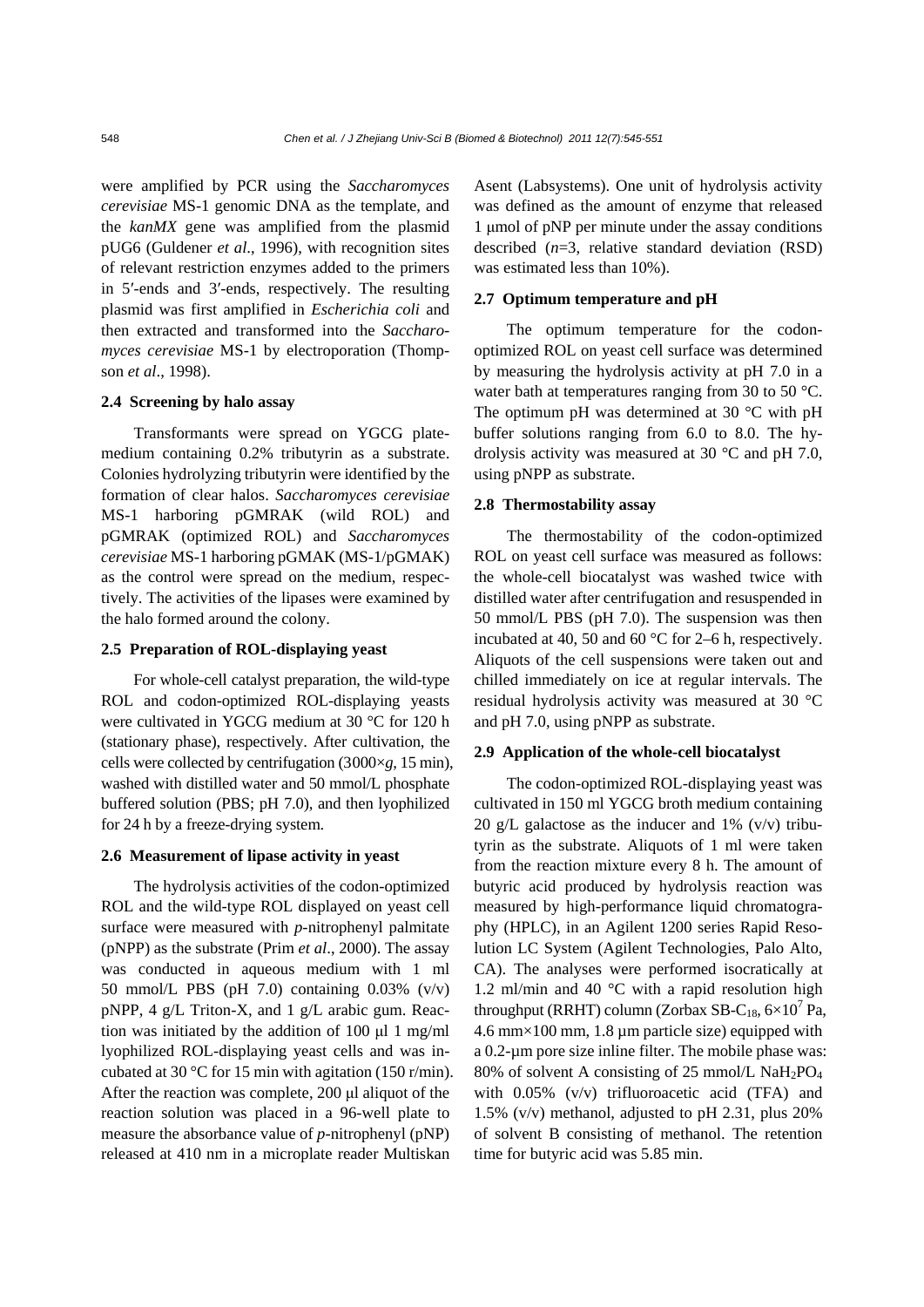were amplified by PCR using the *Saccharomyces cerevisiae* MS-1 genomic DNA as the template, and the *kanMX* gene was amplified from the plasmid pUG6 (Guldener *et al*., 1996), with recognition sites of relevant restriction enzymes added to the primers in 5′-ends and 3′-ends, respectively. The resulting plasmid was first amplified in *Escherichia coli* and then extracted and transformed into the *Saccharomyces cerevisiae* MS-1 by electroporation (Thompson *et al*., 1998).

### 2.4 Screening by halo assay

Transformants were spread on YGCG plate-medium containing 0.2% tributyrin as a substrate. Colonies hydrolyzing tributyrin were identified by the formation of clear halos. *Saccharomyces cerevisiae* MS-1 harboring pGMRAK (wild ROL) and pGMRAK (optimized ROL) and *Saccharomyces cerevisiae* MS-1 harboring pGMAK (MS-1/pGMAK) as the control were spread on the medium, respectively. The activities of the lipases were examined by the halo formed around the colony.

### 2.5 Preparation of ROL-displaying yeast

For whole-cell catalyst preparation, the wild-type ROL and codon-optimized ROL-displaying yeasts were cultivated in YGCG medium at 30 °C for 120 h (stationary phase), respectively. After cultivation, the cells were collected by centrifugation (3000×*g*, 15 min), washed with distilled water and 50 mmol/L phosphate buffered solution (PBS; pH 7.0), and then lyophilized for 24 h by a freeze-drying system.

### 2.6 Measurement of lipase activity in yeast

The hydrolysis activities of the codon-optimized ROL and the wild-type ROL displayed on yeast cell surface were measured with *p*-nitrophenyl palmitate (pNPP) as the substrate (Prim *et al*., 2000). The assay was conducted in aqueous medium with 1 ml 50 mmol/L PBS (pH 7.0) containing 0.03% (v/v) pNPP, 4 g/L Triton-X, and 1 g/L arabic gum. Reaction was initiated by the addition of 100 μl 1 mg/ml lyophilized ROL-displaying yeast cells and was incubated at 30 °C for 15 min with agitation (150 r/min). After the reaction was complete, 200 μl aliquot of the reaction solution was placed in a 96-well plate to measure the absorbance value of *p*-nitrophenyl (pNP) released at 410 nm in a microplate reader Multiskan Asent (Labsystems). One unit of hydrolysis activity was defined as the amount of enzyme that released 1 μmol of pNP per minute under the assay conditions described ($n$=3, relative standard deviation (RSD) was estimated less than 10%).

### 2.7 Optimum temperature and pH

The optimum temperature for the codon-optimized ROL on yeast cell surface was determined by measuring the hydrolysis activity at pH 7.0 in a water bath at temperatures ranging from 30 to 50 °C. The optimum pH was determined at 30 °C with pH buffer solutions ranging from 6.0 to 8.0. The hydrolysis activity was measured at 30 °C and pH 7.0, using pNPP as substrate.

### 2.8 Thermostability assay

The thermostability of the codon-optimized ROL on yeast cell surface was measured as follows: the whole-cell biocatalyst was washed twice with distilled water after centrifugation and resuspended in 50 mmol/L PBS (pH 7.0). The suspension was then incubated at 40, 50 and 60 °C for 2–6 h, respectively. Aliquots of the cell suspensions were taken out and chilled immediately on ice at regular intervals. The residual hydrolysis activity was measured at 30 °C and pH 7.0, using pNPP as substrate.

### 2.9 Application of the whole-cell biocatalyst

The codon-optimized ROL-displaying yeast was cultivated in 150 ml YGCG broth medium containing 20 g/L galactose as the inducer and 1% (v/v) tributyrin as the substrate. Aliquots of 1 ml were taken from the reaction mixture every 8 h. The amount of butyric acid produced by hydrolysis reaction was measured by high-performance liquid chromatography (HPLC), in an Agilent 1200 series Rapid Resolution LC System (Agilent Technologies, Palo Alto, CA). The analyses were performed isocratically at 1.2 ml/min and 40 °C with a rapid resolution high throughput (RRHT) column (Zorbax SB-$C_{18}$, $6\times10^7$ Pa, 4.6 mm×100 mm, 1.8 μm particle size) equipped with a 0.2-μm pore size inline filter. The mobile phase was: 80% of solvent A consisting of 25 mmol/L $NaH_2PO_4$ with 0.05% (v/v) trifluoroacetic acid (TFA) and 1.5% (v/v) methanol, adjusted to pH 2.31, plus 20% of solvent B consisting of methanol. The retention time for butyric acid was 5.85 min.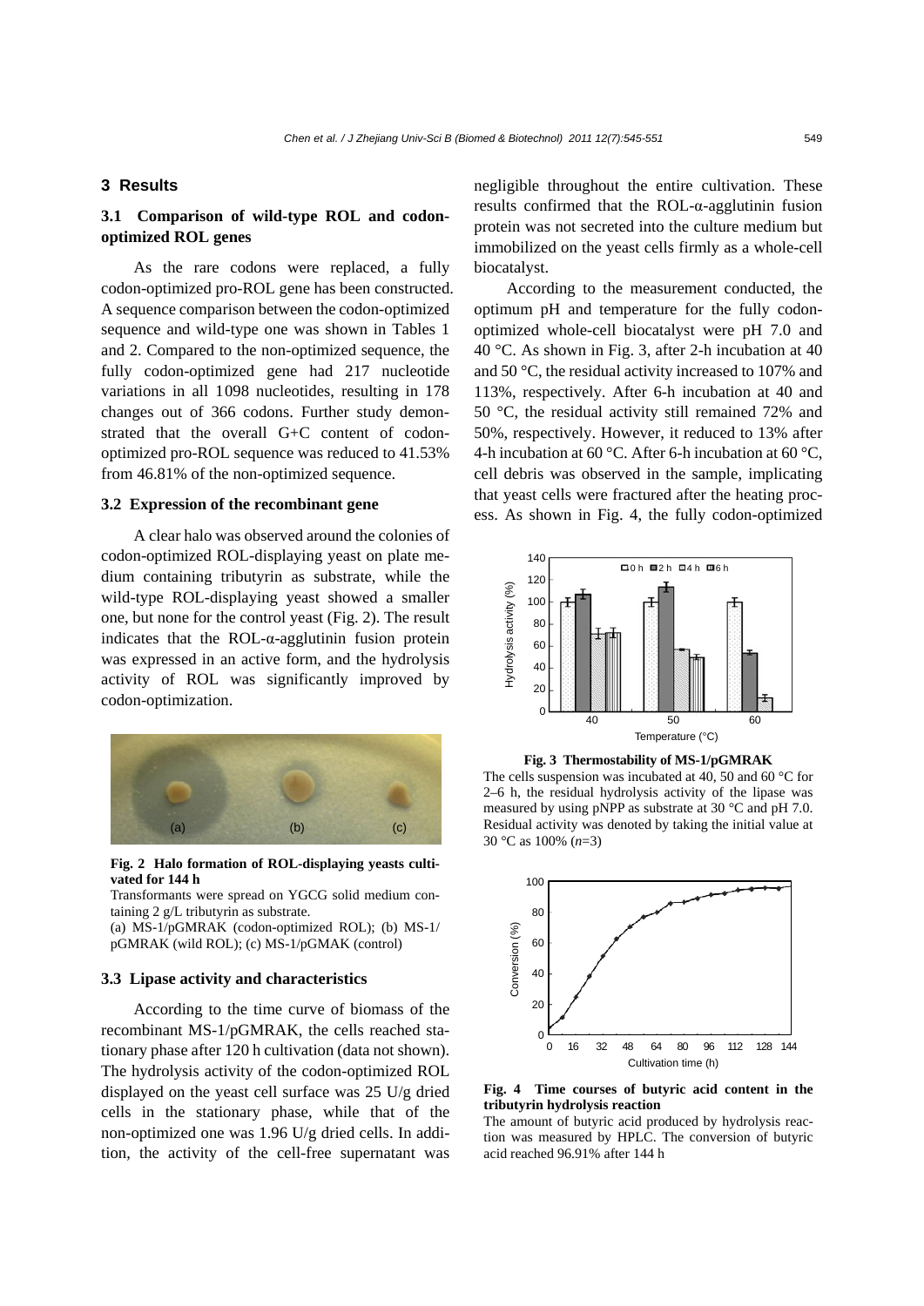## 3 Results

### 3.1 Comparison of wild-type ROL and codon-optimized ROL genes

As the rare codons were replaced, a fully codon-optimized pro-ROL gene has been constructed. A sequence comparison between the codon-optimized sequence and wild-type one was shown in Tables 1 and 2. Compared to the non-optimized sequence, the fully codon-optimized gene had 217 nucleotide variations in all 1098 nucleotides, resulting in 178 changes out of 366 codons. Further study demonstrated that the overall G+C content of codon-optimized pro-ROL sequence was reduced to 41.53% from 46.81% of the non-optimized sequence.

### 3.2 Expression of the recombinant gene

A clear halo was observed around the colonies of codon-optimized ROL-displaying yeast on plate medium containing tributyrin as substrate, while the wild-type ROL-displaying yeast showed a smaller one, but none for the control yeast (Fig. 2). The result indicates that the ROL-α-agglutinin fusion protein was expressed in an active form, and the hydrolysis activity of ROL was significantly improved by codon-optimization.

(a) (b) (c)

**Fig. 2 Halo formation of ROL-displaying yeasts cultivated for 144 h**

Transformants were spread on YGCG solid medium containing 2 g/L tributyrin as substrate.
(a) MS-1/pGMRAK (codon-optimized ROL); (b) MS-1/pGMRAK (wild ROL); (c) MS-1/pGMAK (control)

### 3.3 Lipase activity and characteristics

According to the time curve of biomass of the recombinant MS-1/pGMRAK, the cells reached stationary phase after 120 h cultivation (data not shown). The hydrolysis activity of the codon-optimized ROL displayed on the yeast cell surface was 25 U/g dried cells in the stationary phase, while that of the non-optimized one was 1.96 U/g dried cells. In addition, the activity of the cell-free supernatant was negligible throughout the entire cultivation. These results confirmed that the ROL-α-agglutinin fusion protein was not secreted into the culture medium but immobilized on the yeast cells firmly as a whole-cell biocatalyst.

According to the measurement conducted, the optimum pH and temperature for the fully codon-optimized whole-cell biocatalyst were pH 7.0 and 40 °C. As shown in Fig. 3, after 2-h incubation at 40 and 50 °C, the residual activity increased to 107% and 113%, respectively. After 6-h incubation at 40 and 50 °C, the residual activity still remained 72% and 50%, respectively. However, it reduced to 13% after 4-h incubation at 60 °C. After 6-h incubation at 60 °C, cell debris was observed in the sample, implicating that yeast cells were fractured after the heating process. As shown in Fig. 4, the fully codon-optimized

Hydrolysis activity (%)
0 20 40 60 80 100 120 140
0 h 2 h 4 h 6 h
40 50 60
Temperature (°C)

**Fig. 3 Thermostability of MS-1/pGMRAK**

The cells suspension was incubated at 40, 50 and 60 °C for 2–6 h, the residual hydrolysis activity of the lipase was measured by using pNPP as substrate at 30 °C and pH 7.0. Residual activity was denoted by taking the initial value at 30 °C as 100% ($n$=3)

Conversion (%)
0 20 40 60 80 100
0 16 32 48 64 80 96 112 128 144
Cultivation time (h)

**Fig. 4 Time courses of butyric acid content in the tributyrin hydrolysis reaction**

The amount of butyric acid produced by hydrolysis reaction was measured by HPLC. The conversion of butyric acid reached 96.91% after 144 h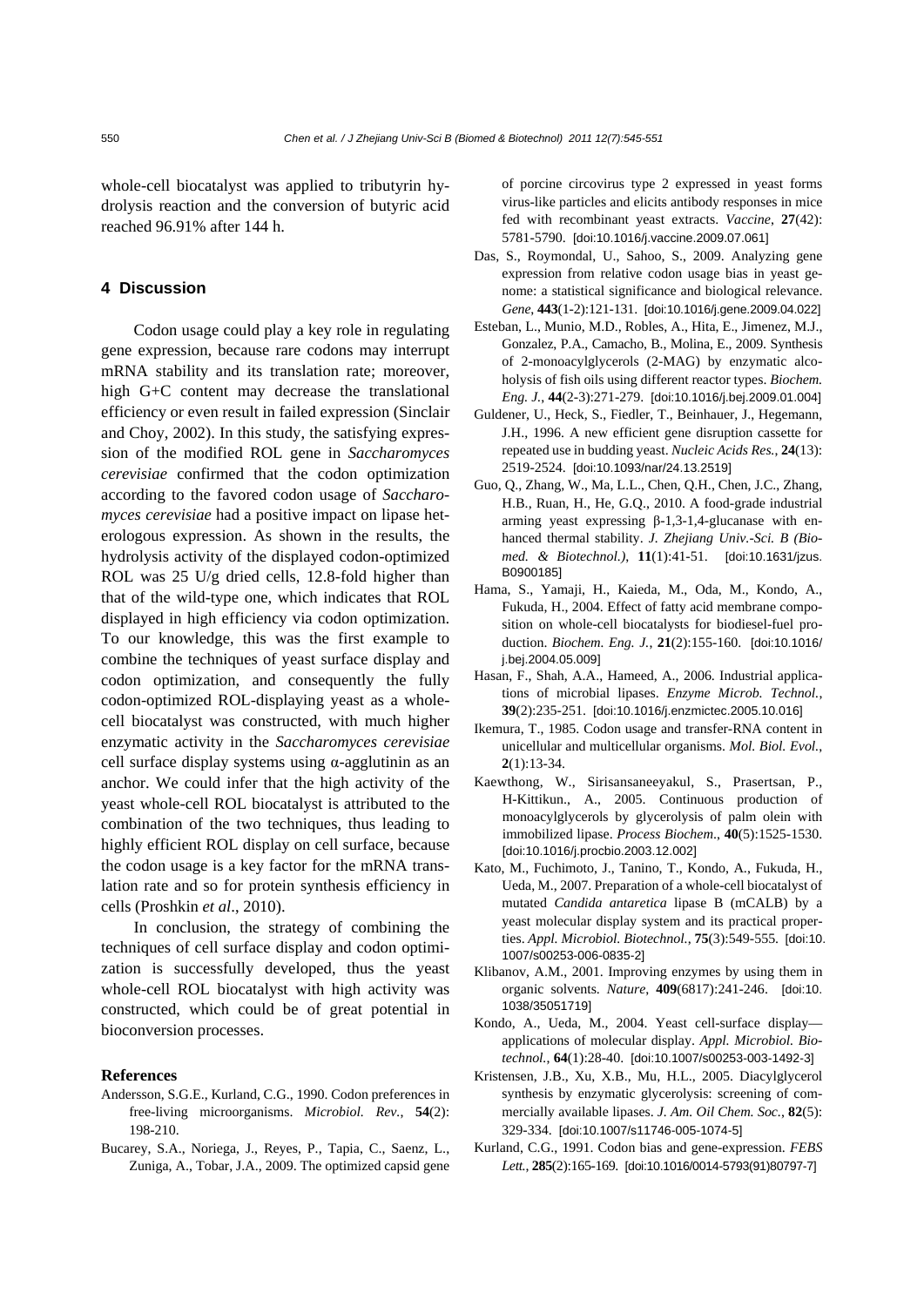whole-cell biocatalyst was applied to tributyrin hydrolysis reaction and the conversion of butyric acid reached 96.91% after 144 h.

## 4 Discussion

Codon usage could play a key role in regulating gene expression, because rare codons may interrupt mRNA stability and its translation rate; moreover, high G+C content may decrease the translational efficiency or even result in failed expression (Sinclair and Choy, 2002). In this study, the satisfying expression of the modified ROL gene in *Saccharomyces cerevisiae* confirmed that the codon optimization according to the favored codon usage of *Saccharomyces cerevisiae* had a positive impact on lipase heterologous expression. As shown in the results, the hydrolysis activity of the displayed codon-optimized ROL was 25 U/g dried cells, 12.8-fold higher than that of the wild-type one, which indicates that ROL displayed in high efficiency via codon optimization. To our knowledge, this was the first example to combine the techniques of yeast surface display and codon optimization, and consequently the fully codon-optimized ROL-displaying yeast as a whole-cell biocatalyst was constructed, with much higher enzymatic activity in the *Saccharomyces cerevisiae* cell surface display systems using α-agglutinin as an anchor. We could infer that the high activity of the yeast whole-cell ROL biocatalyst is attributed to the combination of the two techniques, thus leading to highly efficient ROL display on cell surface, because the codon usage is a key factor for the mRNA translation rate and so for protein synthesis efficiency in cells (Proshkin *et al*., 2010).

In conclusion, the strategy of combining the techniques of cell surface display and codon optimization is successfully developed, thus the yeast whole-cell ROL biocatalyst with high activity was constructed, which could be of great potential in bioconversion processes.

### References

Andersson, S.G.E., Kurland, C.G., 1990. Codon preferences in free-living microorganisms. *Microbiol. Rev.*, **54**(2): 198-210.

Bucarey, S.A., Noriega, J., Reyes, P., Tapia, C., Saenz, L., Zuniga, A., Tobar, J.A., 2009. The optimized capsid gene of porcine circovirus type 2 expressed in yeast forms virus-like particles and elicits antibody responses in mice fed with recombinant yeast extracts. *Vaccine*, **27**(42): 5781-5790. [doi:10.1016/j.vaccine.2009.07.061]

Das, S., Roymondal, U., Sahoo, S., 2009. Analyzing gene expression from relative codon usage bias in yeast genome: a statistical significance and biological relevance. *Gene*, **443**(1-2):121-131. [doi:10.1016/j.gene.2009.04.022]

Esteban, L., Munio, M.D., Robles, A., Hita, E., Jimenez, M.J., Gonzalez, P.A., Camacho, B., Molina, E., 2009. Synthesis of 2-monoacylglycerols (2-MAG) by enzymatic alcoholysis of fish oils using different reactor types. *Biochem. Eng. J.*, **44**(2-3):271-279. [doi:10.1016/j.bej.2009.01.004]

Guldener, U., Heck, S., Fiedler, T., Beinhauer, J., Hegemann, J.H., 1996. A new efficient gene disruption cassette for repeated use in budding yeast. *Nucleic Acids Res.*, **24**(13): 2519-2524. [doi:10.1093/nar/24.13.2519]

Guo, Q., Zhang, W., Ma, L.L., Chen, Q.H., Chen, J.C., Zhang, H.B., Ruan, H., He, G.Q., 2010. A food-grade industrial arming yeast expressing β-1,3-1,4-glucanase with enhanced thermal stability. *J. Zhejiang Univ.-Sci. B (Biomed. & Biotechnol.)*, **11**(1):41-51. [doi:10.1631/jzus.B0900185]

Hama, S., Yamaji, H., Kaieda, M., Oda, M., Kondo, A., Fukuda, H., 2004. Effect of fatty acid membrane composition on whole-cell biocatalysts for biodiesel-fuel production. *Biochem. Eng. J.*, **21**(2):155-160. [doi:10.1016/j.bej.2004.05.009]

Hasan, F., Shah, A.A., Hameed, A., 2006. Industrial applications of microbial lipases. *Enzyme Microb. Technol.*, **39**(2):235-251. [doi:10.1016/j.enzmictec.2005.10.016]

Ikemura, T., 1985. Codon usage and transfer-RNA content in unicellular and multicellular organisms. *Mol. Biol. Evol.*, **2**(1):13-34.

Kaewthong, W., Sirisansaneeyakul, S., Prasertsan, P., H-Kittikun., A., 2005. Continuous production of monoacylglycerols by glycerolysis of palm olein with immobilized lipase. *Process Biochem*., **40**(5):1525-1530. [doi:10.1016/j.procbio.2003.12.002]

Kato, M., Fuchimoto, J., Tanino, T., Kondo, A., Fukuda, H., Ueda, M., 2007. Preparation of a whole-cell biocatalyst of mutated *Candida antaretica* lipase B (mCALB) by a yeast molecular display system and its practical properties. *Appl. Microbiol. Biotechnol.*, **75**(3):549-555. [doi:10.1007/s00253-006-0835-2]

Klibanov, A.M., 2001. Improving enzymes by using them in organic solvents. *Nature*, **409**(6817):241-246. [doi:10.1038/35051719]

Kondo, A., Ueda, M., 2004. Yeast cell-surface display—applications of molecular display. *Appl. Microbiol. Biotechnol.*, **64**(1):28-40. [doi:10.1007/s00253-003-1492-3]

Kristensen, J.B., Xu, X.B., Mu, H.L., 2005. Diacylglycerol synthesis by enzymatic glycerolysis: screening of commercially available lipases. *J. Am. Oil Chem. Soc.*, **82**(5): 329-334. [doi:10.1007/s11746-005-1074-5]

Kurland, C.G., 1991. Codon bias and gene-expression. *FEBS Lett.*, **285**(2):165-169. [doi:10.1016/0014-5793(91)80797-7]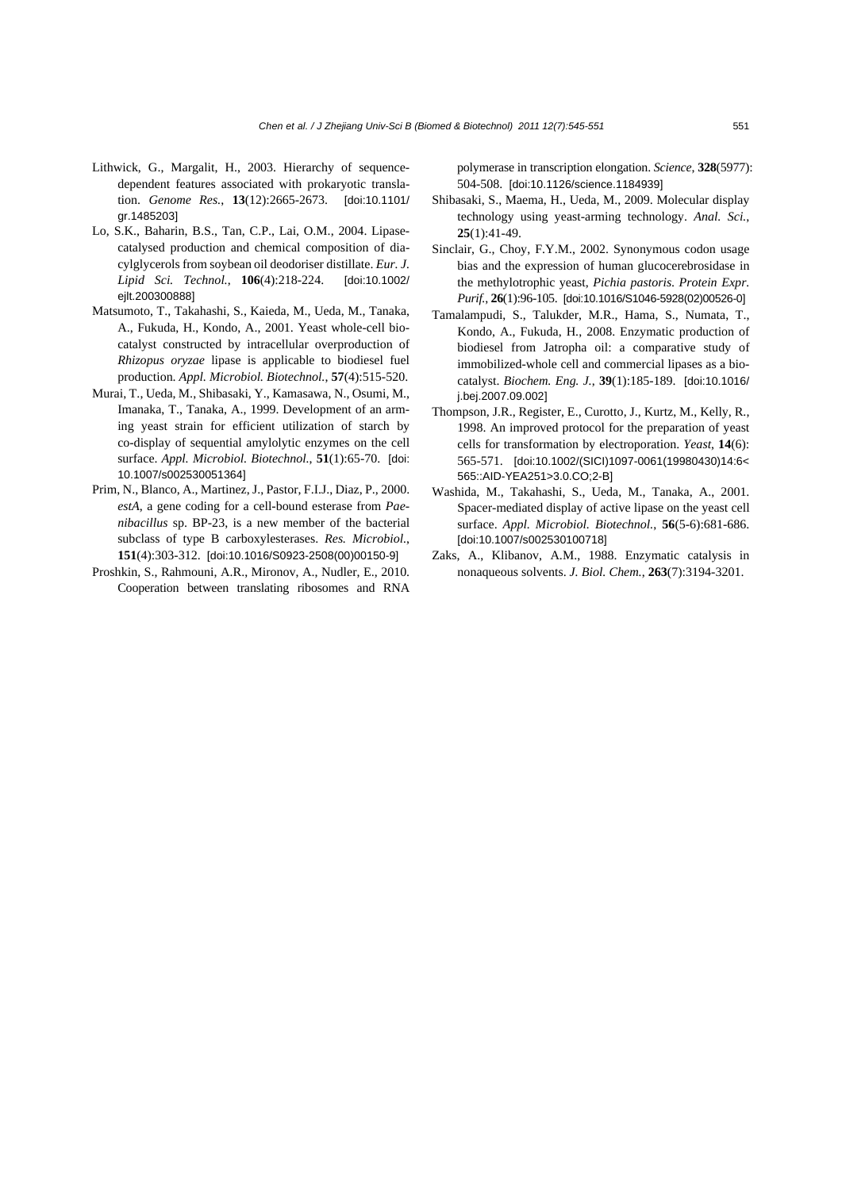Lithwick, G., Margalit, H., 2003. Hierarchy of sequence-dependent features associated with prokaryotic translation. *Genome Res.*, **13**(12):2665-2673. [doi:10.1101/gr.1485203]

Lo, S.K., Baharin, B.S., Tan, C.P., Lai, O.M., 2004. Lipase-catalysed production and chemical composition of diacylglycerols from soybean oil deodoriser distillate. *Eur. J. Lipid Sci. Technol.*, **106**(4):218-224. [doi:10.1002/ejlt.200300888]

Matsumoto, T., Takahashi, S., Kaieda, M., Ueda, M., Tanaka, A., Fukuda, H., Kondo, A., 2001. Yeast whole-cell biocatalyst constructed by intracellular overproduction of *Rhizopus oryzae* lipase is applicable to biodiesel fuel production. *Appl. Microbiol. Biotechnol.*, **57**(4):515-520.

Murai, T., Ueda, M., Shibasaki, Y., Kamasawa, N., Osumi, M., Imanaka, T., Tanaka, A., 1999. Development of an arming yeast strain for efficient utilization of starch by co-display of sequential amylolytic enzymes on the cell surface. *Appl. Microbiol. Biotechnol.*, **51**(1):65-70. [doi:10.1007/s002530051364]

Prim, N., Blanco, A., Martinez, J., Pastor, F.I.J., Diaz, P., 2000. *estA*, a gene coding for a cell-bound esterase from *Paenibacillus* sp. BP-23, is a new member of the bacterial subclass of type B carboxylesterases. *Res. Microbiol.*, **151**(4):303-312. [doi:10.1016/S0923-2508(00)00150-9]

Proshkin, S., Rahmouni, A.R., Mironov, A., Nudler, E., 2010. Cooperation between translating ribosomes and RNA polymerase in transcription elongation. *Science*, **328**(5977):504-508. [doi:10.1126/science.1184939]

Shibasaki, S., Maema, H., Ueda, M., 2009. Molecular display technology using yeast-arming technology. *Anal. Sci.*, **25**(1):41-49.

Sinclair, G., Choy, F.Y.M., 2002. Synonymous codon usage bias and the expression of human glucocerebrosidase in the methylotrophic yeast, *Pichia pastoris*. *Protein Expr. Purif.*, **26**(1):96-105. [doi:10.1016/S1046-5928(02)00526-0]

Tamalampudi, S., Talukder, M.R., Hama, S., Numata, T., Kondo, A., Fukuda, H., 2008. Enzymatic production of biodiesel from Jatropha oil: a comparative study of immobilized-whole cell and commercial lipases as a biocatalyst. *Biochem. Eng. J.*, **39**(1):185-189. [doi:10.1016/j.bej.2007.09.002]

Thompson, J.R., Register, E., Curotto, J., Kurtz, M., Kelly, R., 1998. An improved protocol for the preparation of yeast cells for transformation by electroporation. *Yeast*, **14**(6):565-571. [doi:10.1002/(SICI)1097-0061(19980430)14:6<565::AID-YEA251>3.0.CO;2-B]

Washida, M., Takahashi, S., Ueda, M., Tanaka, A., 2001. Spacer-mediated display of active lipase on the yeast cell surface. *Appl. Microbiol. Biotechnol.*, **56**(5-6):681-686. [doi:10.1007/s002530100718]

Zaks, A., Klibanov, A.M., 1988. Enzymatic catalysis in nonaqueous solvents. *J. Biol. Chem.*, **263**(7):3194-3201.